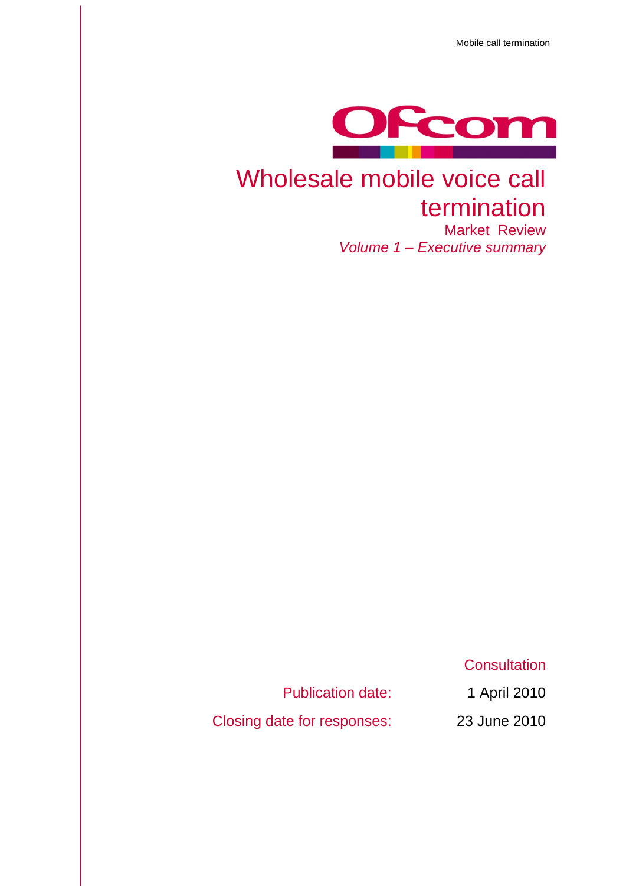# Wholesale mobile voice call termination

## Market Review

*Volume 1 – Executive summary*

Consultation

Publication date: 1 April 2010

Closing date for responses: 23 June 2010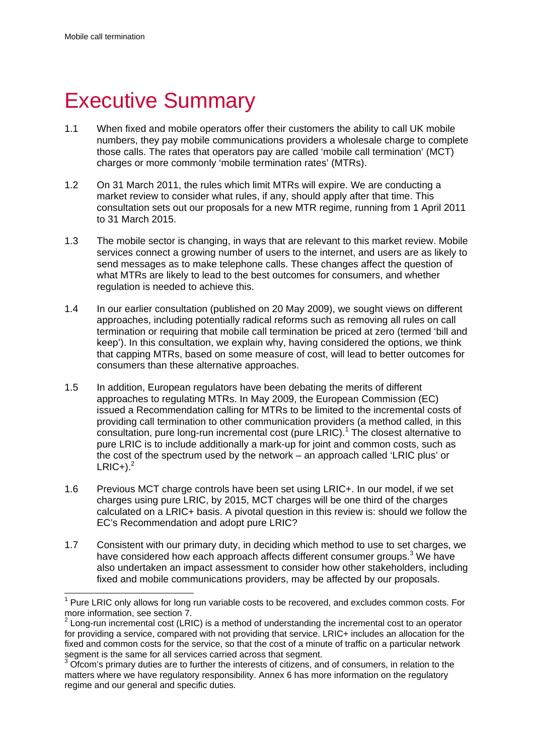# Executive Summary

1.1 When fixed and mobile operators offer their customers the ability to call UK mobile numbers, they pay mobile communications providers a wholesale charge to complete those calls. The rates that operators pay are called 'mobile call termination' (MCT) charges or more commonly 'mobile termination rates' (MTRs).

1.2 On 31 March 2011, the rules which limit MTRs will expire. We are conducting a market review to consider what rules, if any, should apply after that time. This consultation sets out our proposals for a new MTR regime, running from 1 April 2011 to 31 March 2015.

1.3 The mobile sector is changing, in ways that are relevant to this market review. Mobile services connect a growing number of users to the internet, and users are as likely to send messages as to make telephone calls. These changes affect the question of what MTRs are likely to lead to the best outcomes for consumers, and whether regulation is needed to achieve this.

1.4 In our earlier consultation (published on 20 May 2009), we sought views on different approaches, including potentially radical reforms such as removing all rules on call termination or requiring that mobile call termination be priced at zero (termed 'bill and keep'). In this consultation, we explain why, having considered the options, we think that capping MTRs, based on some measure of cost, will lead to better outcomes for consumers than these alternative approaches.

1.5 In addition, European regulators have been debating the merits of different approaches to regulating MTRs. In May 2009, the European Commission (EC) issued a Recommendation calling for MTRs to be limited to the incremental costs of providing call termination to other communication providers (a method called, in this consultation, pure long-run incremental cost (pure LRIC).[1] The closest alternative to pure LRIC is to include additionally a mark-up for joint and common costs, such as the cost of the spectrum used by the network – an approach called 'LRIC plus' or LRIC+).[2]

1.6 Previous MCT charge controls have been set using LRIC+. In our model, if we set charges using pure LRIC, by 2015, MCT charges will be one third of the charges calculated on a LRIC+ basis. A pivotal question in this review is: should we follow the EC's Recommendation and adopt pure LRIC?

1.7 Consistent with our primary duty, in deciding which method to use to set charges, we have considered how each approach affects different consumer groups.[3] We have also undertaken an impact assessment to consider how other stakeholders, including fixed and mobile communications providers, may be affected by our proposals.

---

[1] Pure LRIC only allows for long run variable costs to be recovered, and excludes common costs. For more information, see section 7.

[2] Long-run incremental cost (LRIC) is a method of understanding the incremental cost to an operator for providing a service, compared with not providing that service. LRIC+ includes an allocation for the fixed and common costs for the service, so that the cost of a minute of traffic on a particular network segment is the same for all services carried across that segment.

[3] Ofcom's primary duties are to further the interests of citizens, and of consumers, in relation to the matters where we have regulatory responsibility. Annex 6 has more information on the regulatory regime and our general and specific duties.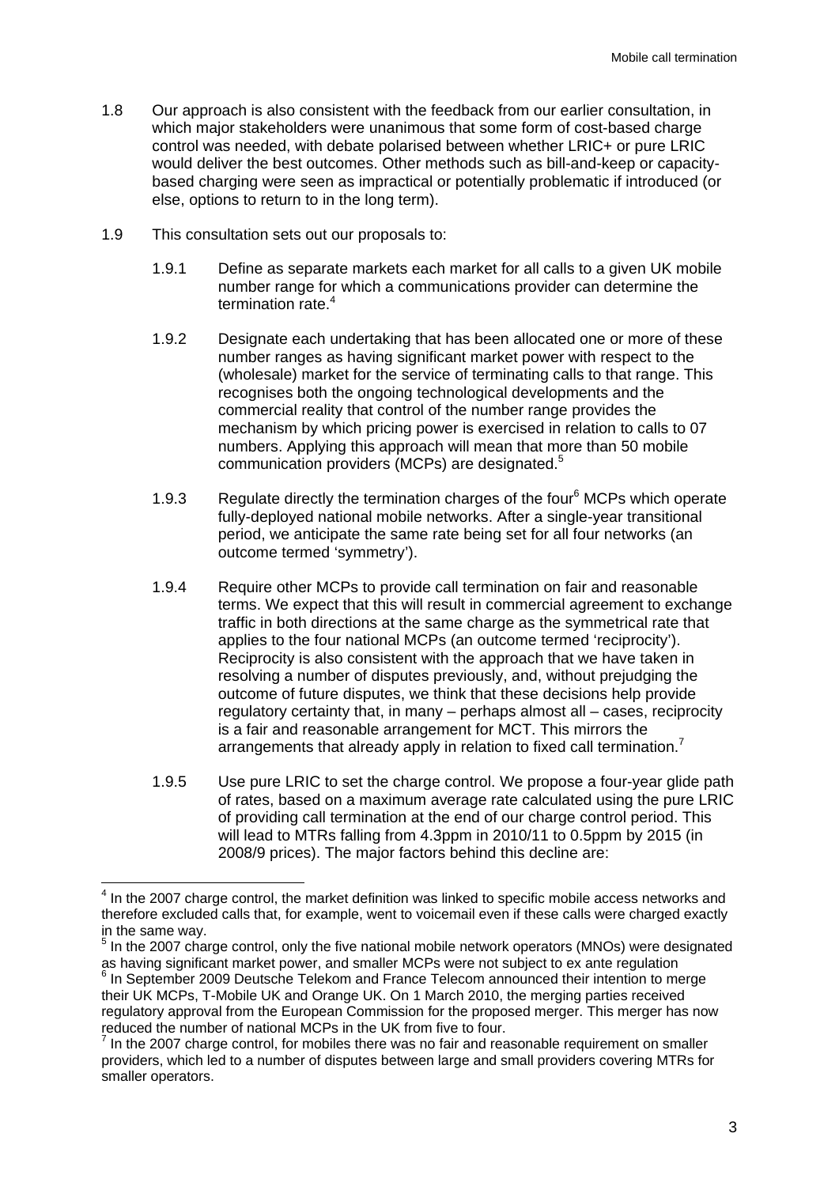1.8 Our approach is also consistent with the feedback from our earlier consultation, in which major stakeholders were unanimous that some form of cost-based charge control was needed, with debate polarised between whether LRIC+ or pure LRIC would deliver the best outcomes. Other methods such as bill-and-keep or capacity-based charging were seen as impractical or potentially problematic if introduced (or else, options to return to in the long term).

1.9 This consultation sets out our proposals to:

1.9.1 Define as separate markets each market for all calls to a given UK mobile number range for which a communications provider can determine the termination rate.[4]

1.9.2 Designate each undertaking that has been allocated one or more of these number ranges as having significant market power with respect to the (wholesale) market for the service of terminating calls to that range. This recognises both the ongoing technological developments and the commercial reality that control of the number range provides the mechanism by which pricing power is exercised in relation to calls to 07 numbers. Applying this approach will mean that more than 50 mobile communication providers (MCPs) are designated.[5]

1.9.3 Regulate directly the termination charges of the four[6] MCPs which operate fully-deployed national mobile networks. After a single-year transitional period, we anticipate the same rate being set for all four networks (an outcome termed 'symmetry').

1.9.4 Require other MCPs to provide call termination on fair and reasonable terms. We expect that this will result in commercial agreement to exchange traffic in both directions at the same charge as the symmetrical rate that applies to the four national MCPs (an outcome termed 'reciprocity'). Reciprocity is also consistent with the approach that we have taken in resolving a number of disputes previously, and, without prejudging the outcome of future disputes, we think that these decisions help provide regulatory certainty that, in many – perhaps almost all – cases, reciprocity is a fair and reasonable arrangement for MCT. This mirrors the arrangements that already apply in relation to fixed call termination.[7]

1.9.5 Use pure LRIC to set the charge control. We propose a four-year glide path of rates, based on a maximum average rate calculated using the pure LRIC of providing call termination at the end of our charge control period. This will lead to MTRs falling from 4.3ppm in 2010/11 to 0.5ppm by 2015 (in 2008/9 prices). The major factors behind this decline are:

---

[4] In the 2007 charge control, the market definition was linked to specific mobile access networks and therefore excluded calls that, for example, went to voicemail even if these calls were charged exactly in the same way.

[5] In the 2007 charge control, only the five national mobile network operators (MNOs) were designated as having significant market power, and smaller MCPs were not subject to ex ante regulation

[6] In September 2009 Deutsche Telekom and France Telecom announced their intention to merge their UK MCPs, T-Mobile UK and Orange UK. On 1 March 2010, the merging parties received regulatory approval from the European Commission for the proposed merger. This merger has now reduced the number of national MCPs in the UK from five to four.

[7] In the 2007 charge control, for mobiles there was no fair and reasonable requirement on smaller providers, which led to a number of disputes between large and small providers covering MTRs for smaller operators.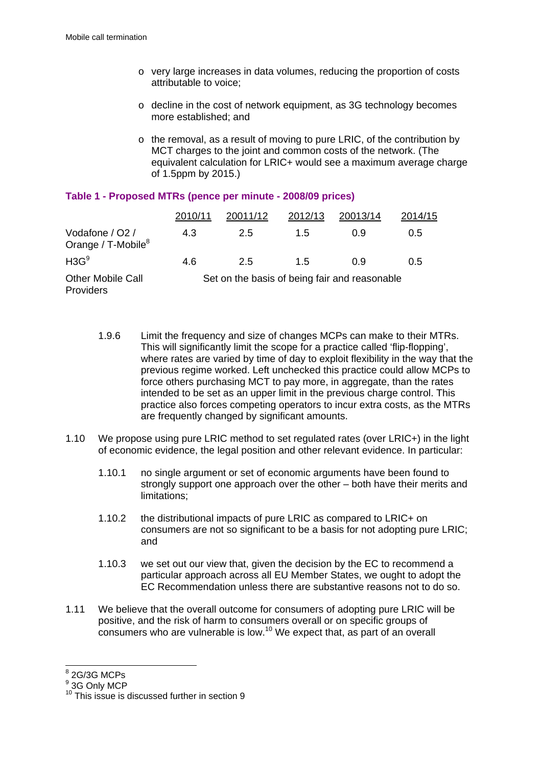- very large increases in data volumes, reducing the proportion of costs attributable to voice;
- decline in the cost of network equipment, as 3G technology becomes more established; and
- the removal, as a result of moving to pure LRIC, of the contribution by MCT charges to the joint and common costs of the network. (The equivalent calculation for LRIC+ would see a maximum average charge of 1.5ppm by 2015.)

**Table 1 - Proposed MTRs (pence per minute - 2008/09 prices)**

| | 2010/11 | 20011/12 | 2012/13 | 20013/14 | 2014/15 |
|---|---|---|---|---|---|
| Vodafone / O2 / Orange / T-Mobile[8] | 4.3 | 2.5 | 1.5 | 0.9 | 0.5 |
| H3G[9] | 4.6 | 2.5 | 1.5 | 0.9 | 0.5 |
| Other Mobile Call Providers | Set on the basis of being fair and reasonable | | | | |

1.9.6 Limit the frequency and size of changes MCPs can make to their MTRs. This will significantly limit the scope for a practice called 'flip-flopping', where rates are varied by time of day to exploit flexibility in the way that the previous regime worked. Left unchecked this practice could allow MCPs to force others purchasing MCT to pay more, in aggregate, than the rates intended to be set as an upper limit in the previous charge control. This practice also forces competing operators to incur extra costs, as the MTRs are frequently changed by significant amounts.

1.10 We propose using pure LRIC method to set regulated rates (over LRIC+) in the light of economic evidence, the legal position and other relevant evidence. In particular:

1.10.1 no single argument or set of economic arguments have been found to strongly support one approach over the other – both have their merits and limitations;

1.10.2 the distributional impacts of pure LRIC as compared to LRIC+ on consumers are not so significant to be a basis for not adopting pure LRIC; and

1.10.3 we set out our view that, given the decision by the EC to recommend a particular approach across all EU Member States, we ought to adopt the EC Recommendation unless there are substantive reasons not to do so.

1.11 We believe that the overall outcome for consumers of adopting pure LRIC will be positive, and the risk of harm to consumers overall or on specific groups of consumers who are vulnerable is low.[10] We expect that, as part of an overall

[8] 2G/3G MCPs

[9] 3G Only MCP

[10] This issue is discussed further in section 9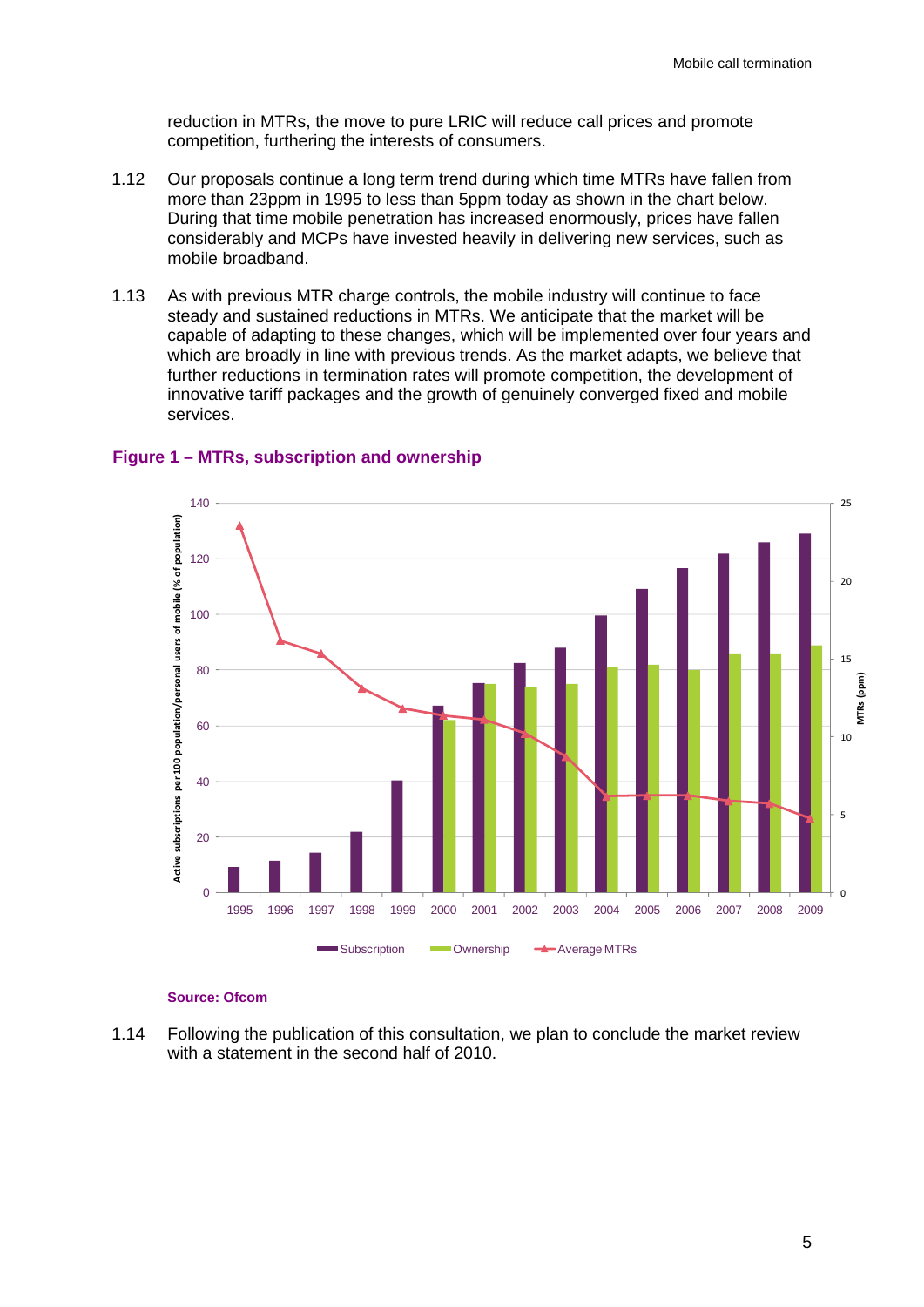reduction in MTRs, the move to pure LRIC will reduce call prices and promote competition, furthering the interests of consumers.

1.12 Our proposals continue a long term trend during which time MTRs have fallen from more than 23ppm in 1995 to less than 5ppm today as shown in the chart below. During that time mobile penetration has increased enormously, prices have fallen considerably and MCPs have invested heavily in delivering new services, such as mobile broadband.

1.13 As with previous MTR charge controls, the mobile industry will continue to face steady and sustained reductions in MTRs. We anticipate that the market will be capable of adapting to these changes, which will be implemented over four years and which are broadly in line with previous trends. As the market adapts, we believe that further reductions in termination rates will promote competition, the development of innovative tariff packages and the growth of genuinely converged fixed and mobile services.

## Figure 1 – MTRs, subscription and ownership

Active subscriptions per 100 population/personal users of mobile (% of population)

0
20
40
60
80
100
120
140

MTRs (ppm)

0
5
10
15
20
25

1995 1996 1997 1998 1999 2000 2001 2002 2003 2004 2005 2006 2007 2008 2009

Subscription
Ownership
Average MTRs

**Source: Ofcom**

1.14 Following the publication of this consultation, we plan to conclude the market review with a statement in the second half of 2010.